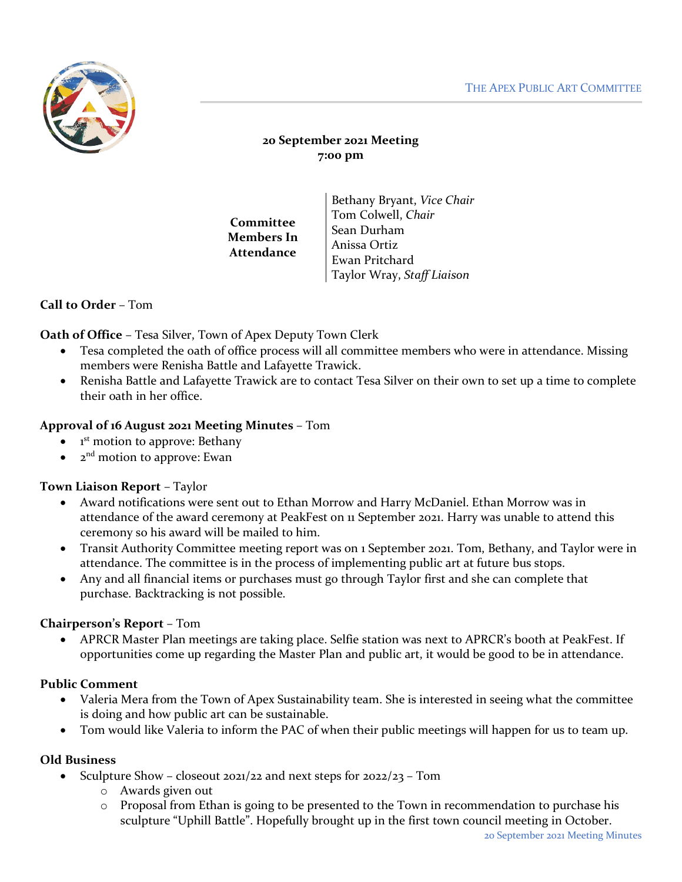THE APEX PUBLIC ART COMMITTEE

**20 September 2021 Meeting**
**7:00 pm**

| **Committee Members In Attendance** | Bethany Bryant, *Vice Chair*<br>Tom Colwell, *Chair*<br>Sean Durham<br>Anissa Ortiz<br>Ewan Pritchard<br>Taylor Wray, *Staff Liaison* |
|---|---|

**Call to Order** – Tom

**Oath of Office** – Tesa Silver, Town of Apex Deputy Town Clerk

- Tesa completed the oath of office process will all committee members who were in attendance. Missing members were Renisha Battle and Lafayette Trawick.
- Renisha Battle and Lafayette Trawick are to contact Tesa Silver on their own to set up a time to complete their oath in her office.

**Approval of 16 August 2021 Meeting Minutes** – Tom

- 1st motion to approve: Bethany
- 2nd motion to approve: Ewan

**Town Liaison Report** – Taylor

- Award notifications were sent out to Ethan Morrow and Harry McDaniel. Ethan Morrow was in attendance of the award ceremony at PeakFest on 11 September 2021. Harry was unable to attend this ceremony so his award will be mailed to him.
- Transit Authority Committee meeting report was on 1 September 2021. Tom, Bethany, and Taylor were in attendance. The committee is in the process of implementing public art at future bus stops.
- Any and all financial items or purchases must go through Taylor first and she can complete that purchase. Backtracking is not possible.

**Chairperson's Report** – Tom

- APRCR Master Plan meetings are taking place. Selfie station was next to APRCR's booth at PeakFest. If opportunities come up regarding the Master Plan and public art, it would be good to be in attendance.

**Public Comment**

- Valeria Mera from the Town of Apex Sustainability team. She is interested in seeing what the committee is doing and how public art can be sustainable.
- Tom would like Valeria to inform the PAC of when their public meetings will happen for us to team up.

**Old Business**

- Sculpture Show – closeout 2021/22 and next steps for 2022/23 – Tom
  - Awards given out
  - Proposal from Ethan is going to be presented to the Town in recommendation to purchase his sculpture "Uphill Battle". Hopefully brought up in the first town council meeting in October.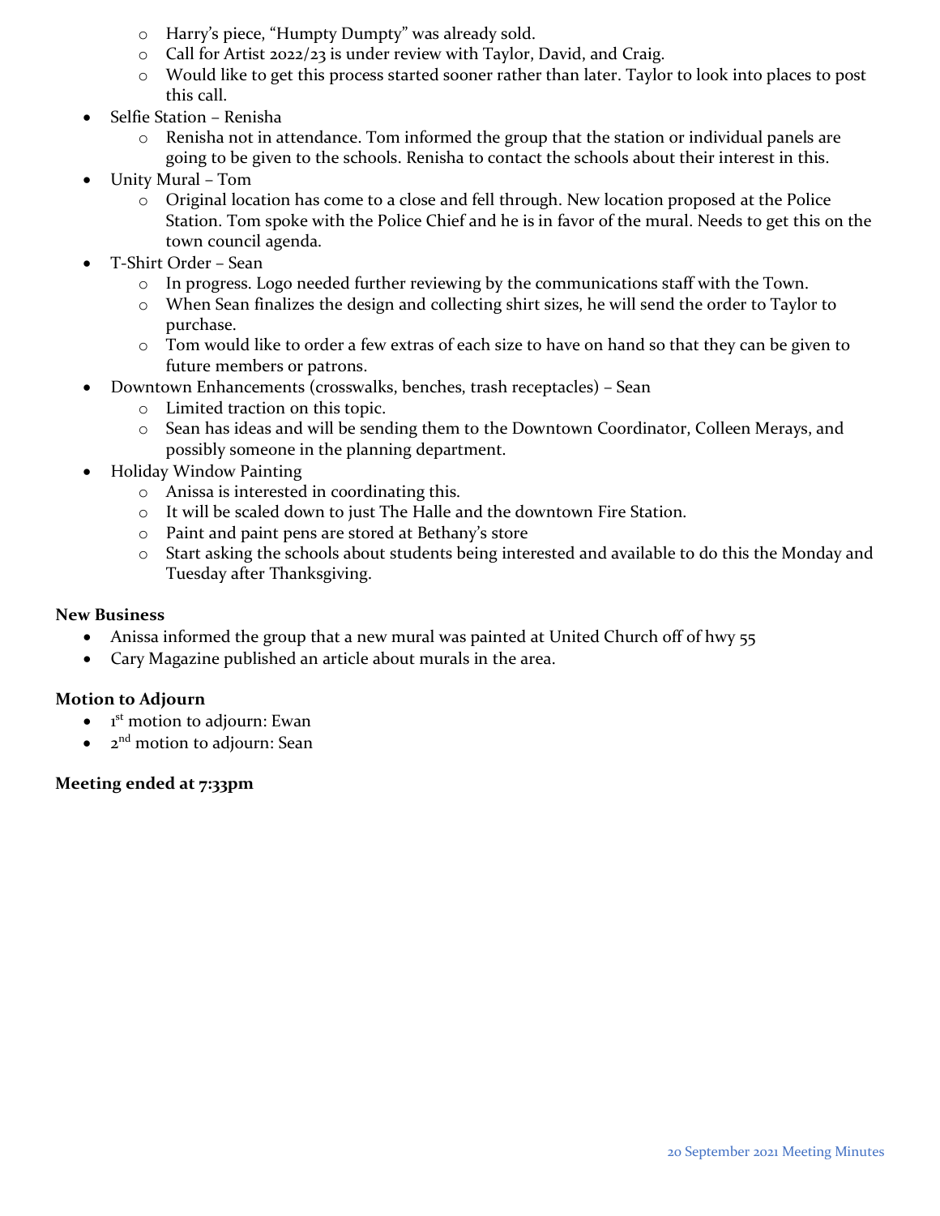- Harry's piece, "Humpty Dumpty" was already sold.
   - Call for Artist 2022/23 is under review with Taylor, David, and Craig.
   - Would like to get this process started sooner rather than later. Taylor to look into places to post this call.
- Selfie Station – Renisha
   - Renisha not in attendance. Tom informed the group that the station or individual panels are going to be given to the schools. Renisha to contact the schools about their interest in this.
- Unity Mural – Tom
   - Original location has come to a close and fell through. New location proposed at the Police Station. Tom spoke with the Police Chief and he is in favor of the mural. Needs to get this on the town council agenda.
- T-Shirt Order – Sean
   - In progress. Logo needed further reviewing by the communications staff with the Town.
   - When Sean finalizes the design and collecting shirt sizes, he will send the order to Taylor to purchase.
   - Tom would like to order a few extras of each size to have on hand so that they can be given to future members or patrons.
- Downtown Enhancements (crosswalks, benches, trash receptacles) – Sean
   - Limited traction on this topic.
   - Sean has ideas and will be sending them to the Downtown Coordinator, Colleen Merays, and possibly someone in the planning department.
- Holiday Window Painting
   - Anissa is interested in coordinating this.
   - It will be scaled down to just The Halle and the downtown Fire Station.
   - Paint and paint pens are stored at Bethany's store
   - Start asking the schools about students being interested and available to do this the Monday and Tuesday after Thanksgiving.

**New Business**

- Anissa informed the group that a new mural was painted at United Church off of hwy 55
- Cary Magazine published an article about murals in the area.

**Motion to Adjourn**

- 1st motion to adjourn: Ewan
- 2nd motion to adjourn: Sean

**Meeting ended at 7:33pm**